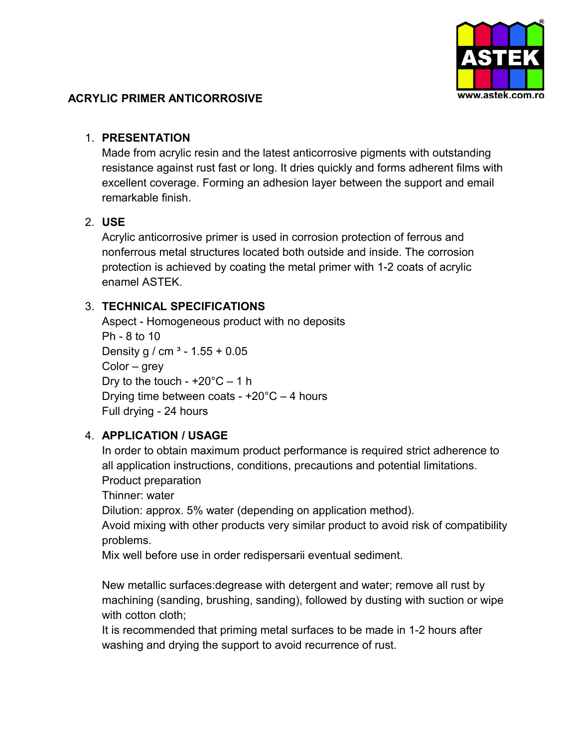ASTEK
www.astek.com.ro

# ACRYLIC PRIMER ANTICORROSIVE

1. **PRESENTATION**

   Made from acrylic resin and the latest anticorrosive pigments with outstanding resistance against rust fast or long. It dries quickly and forms adherent films with excellent coverage. Forming an adhesion layer between the support and email remarkable finish.

2. **USE**

   Acrylic anticorrosive primer is used in corrosion protection of ferrous and nonferrous metal structures located both outside and inside. The corrosion protection is achieved by coating the metal primer with 1-2 coats of acrylic enamel ASTEK.

3. **TECHNICAL SPECIFICATIONS**

   Aspect - Homogeneous product with no deposits
   Ph - 8 to 10
   Density g / cm ³ - 1.55 + 0.05
   Color – grey
   Dry to the touch - +20°C – 1 h
   Drying time between coats - +20°C – 4 hours
   Full drying - 24 hours

4. **APPLICATION / USAGE**

   In order to obtain maximum product performance is required strict adherence to all application instructions, conditions, precautions and potential limitations.
   Product preparation
   Thinner: water
   Dilution: approx. 5% water (depending on application method).
   Avoid mixing with other products very similar product to avoid risk of compatibility problems.
   Mix well before use in order redispersarii eventual sediment.

   New metallic surfaces:degrease with detergent and water; remove all rust by machining (sanding, brushing, sanding), followed by dusting with suction or wipe with cotton cloth;
   It is recommended that priming metal surfaces to be made in 1-2 hours after washing and drying the support to avoid recurrence of rust.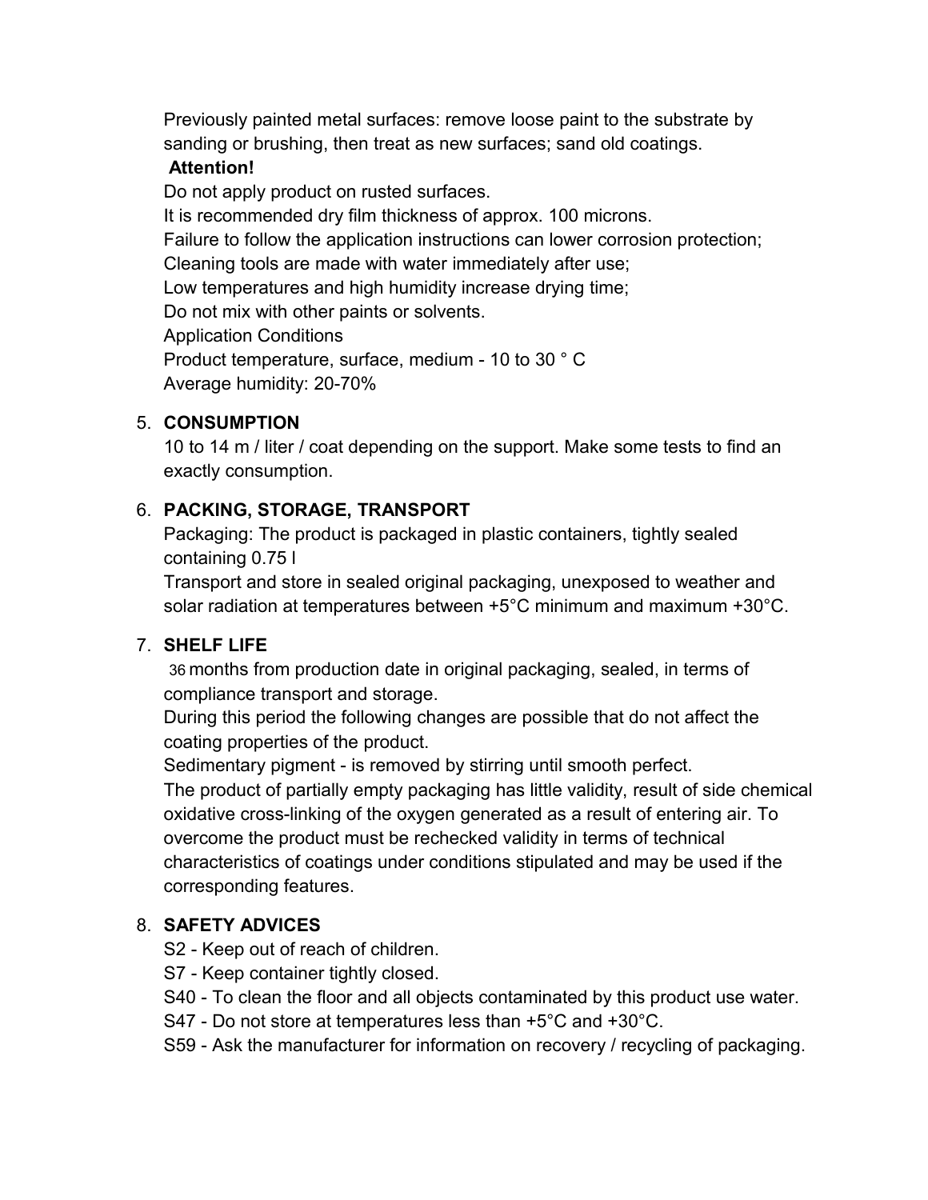Previously painted metal surfaces: remove loose paint to the substrate by sanding or brushing, then treat as new surfaces; sand old coatings.

**Attention!**

Do not apply product on rusted surfaces.
It is recommended dry film thickness of approx. 100 microns.
Failure to follow the application instructions can lower corrosion protection;
Cleaning tools are made with water immediately after use;
Low temperatures and high humidity increase drying time;
Do not mix with other paints or solvents.
Application Conditions
Product temperature, surface, medium - 10 to 30 ° C
Average humidity: 20-70%

5. **CONSUMPTION**

   10 to 14 m / liter / coat depending on the support. Make some tests to find an exactly consumption.

6. **PACKING, STORAGE, TRANSPORT**

   Packaging: The product is packaged in plastic containers, tightly sealed containing 0.75 l
   Transport and store in sealed original packaging, unexposed to weather and solar radiation at temperatures between +5°C minimum and maximum +30°C.

7. **SHELF LIFE**

   36 months from production date in original packaging, sealed, in terms of compliance transport and storage.
   During this period the following changes are possible that do not affect the coating properties of the product.
   Sedimentary pigment - is removed by stirring until smooth perfect.
   The product of partially empty packaging has little validity, result of side chemical oxidative cross-linking of the oxygen generated as a result of entering air. To overcome the product must be rechecked validity in terms of technical characteristics of coatings under conditions stipulated and may be used if the corresponding features.

8. **SAFETY ADVICES**

   S2 - Keep out of reach of children.
   S7 - Keep container tightly closed.
   S40 - To clean the floor and all objects contaminated by this product use water.
   S47 - Do not store at temperatures less than +5°C and +30°C.
   S59 - Ask the manufacturer for information on recovery / recycling of packaging.